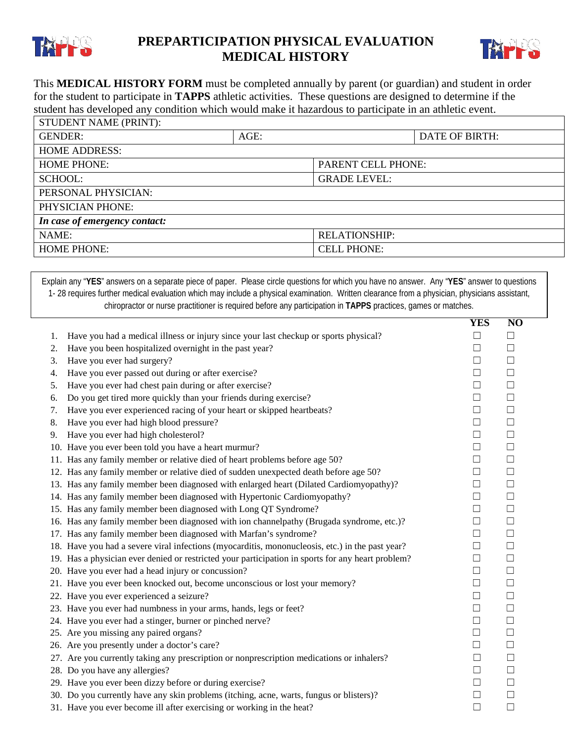# PREPARTICIPATION PHYSICAL EVALUATION MEDICAL HISTORY

This **MEDICAL HISTORY FORM** must be completed annually by parent (or guardian) and student in order for the student to participate in **TAPPS** athletic activities. These questions are designed to determine if the student has developed any condition which would make it hazardous to participate in an athletic event.

| STUDENT NAME (PRINT): | | |
|---|---|---|
| GENDER: | AGE: | DATE OF BIRTH: |
| HOME ADDRESS: | | |
| HOME PHONE: | PARENT CELL PHONE: | |
| SCHOOL: | GRADE LEVEL: | |
| PERSONAL PHYSICIAN: | | |
| PHYSICIAN PHONE: | | |
| ***In case of emergency contact:*** | | |
| NAME: | RELATIONSHIP: | |
| HOME PHONE: | CELL PHONE: | |

Explain any "**YES**" answers on a separate piece of paper. Please circle questions for which you have no answer. Any "**YES**" answer to questions 1- 28 requires further medical evaluation which may include a physical examination. Written clearance from a physician, physicians assistant, chiropractor or nurse practitioner is required before any participation in **TAPPS** practices, games or matches.

| | | YES | NO |
|---|---|---|---|
| 1. | Have you had a medical illness or injury since your last checkup or sports physical? | ☐ | ☐ |
| 2. | Have you been hospitalized overnight in the past year? | ☐ | ☐ |
| 3. | Have you ever had surgery? | ☐ | ☐ |
| 4. | Have you ever passed out during or after exercise? | ☐ | ☐ |
| 5. | Have you ever had chest pain during or after exercise? | ☐ | ☐ |
| 6. | Do you get tired more quickly than your friends during exercise? | ☐ | ☐ |
| 7. | Have you ever experienced racing of your heart or skipped heartbeats? | ☐ | ☐ |
| 8. | Have you ever had high blood pressure? | ☐ | ☐ |
| 9. | Have you ever had high cholesterol? | ☐ | ☐ |
| 10. | Have you ever been told you have a heart murmur? | ☐ | ☐ |
| 11. | Has any family member or relative died of heart problems before age 50? | ☐ | ☐ |
| 12. | Has any family member or relative died of sudden unexpected death before age 50? | ☐ | ☐ |
| 13. | Has any family member been diagnosed with enlarged heart (Dilated Cardiomyopathy)? | ☐ | ☐ |
| 14. | Has any family member been diagnosed with Hypertonic Cardiomyopathy? | ☐ | ☐ |
| 15. | Has any family member been diagnosed with Long QT Syndrome? | ☐ | ☐ |
| 16. | Has any family member been diagnosed with ion channelpathy (Brugada syndrome, etc.)? | ☐ | ☐ |
| 17. | Has any family member been diagnosed with Marfan's syndrome? | ☐ | ☐ |
| 18. | Have you had a severe viral infections (myocarditis, mononucleosis, etc.) in the past year? | ☐ | ☐ |
| 19. | Has a physician ever denied or restricted your participation in sports for any heart problem? | ☐ | ☐ |
| 20. | Have you ever had a head injury or concussion? | ☐ | ☐ |
| 21. | Have you ever been knocked out, become unconscious or lost your memory? | ☐ | ☐ |
| 22. | Have you ever experienced a seizure? | ☐ | ☐ |
| 23. | Have you ever had numbness in your arms, hands, legs or feet? | ☐ | ☐ |
| 24. | Have you ever had a stinger, burner or pinched nerve? | ☐ | ☐ |
| 25. | Are you missing any paired organs? | ☐ | ☐ |
| 26. | Are you presently under a doctor's care? | ☐ | ☐ |
| 27. | Are you currently taking any prescription or nonprescription medications or inhalers? | ☐ | ☐ |
| 28. | Do you have any allergies? | ☐ | ☐ |
| 29. | Have you ever been dizzy before or during exercise? | ☐ | ☐ |
| 30. | Do you currently have any skin problems (itching, acne, warts, fungus or blisters)? | ☐ | ☐ |
| 31. | Have you ever become ill after exercising or working in the heat? | ☐ | ☐ |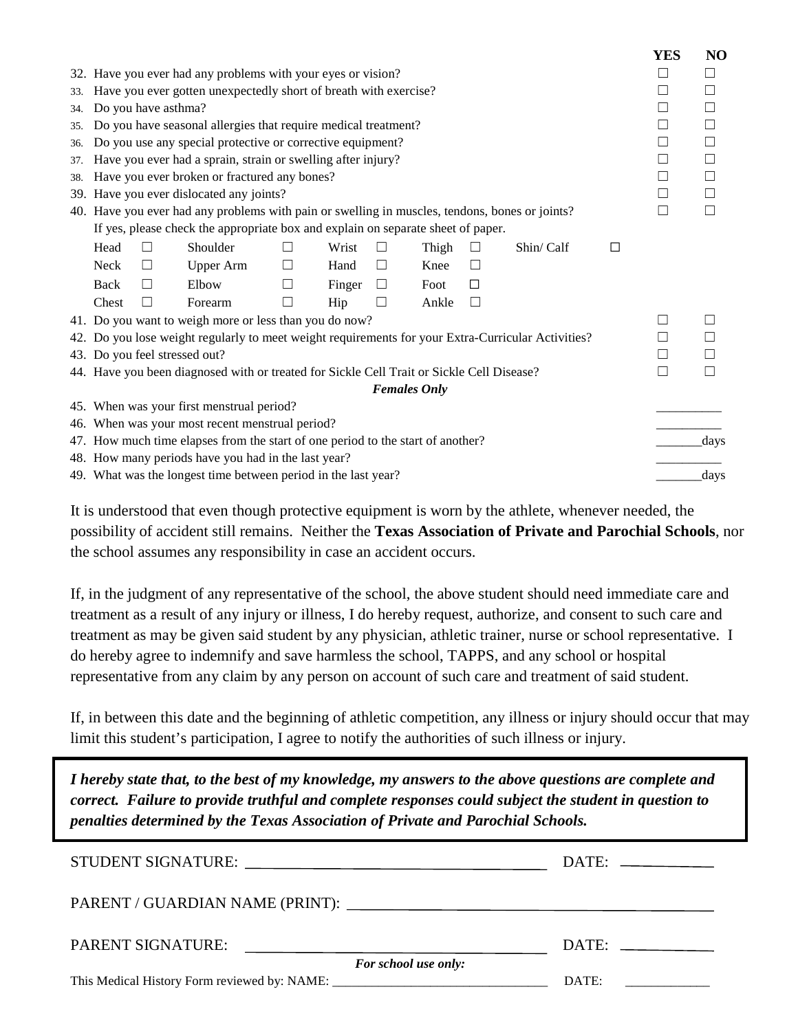| | YES | NO |
|---|---|---|
| 32. Have you ever had any problems with your eyes or vision? | ☐ | ☐ |
| 33. Have you ever gotten unexpectedly short of breath with exercise? | ☐ | ☐ |
| 34. Do you have asthma? | ☐ | ☐ |
| 35. Do you have seasonal allergies that require medical treatment? | ☐ | ☐ |
| 36. Do you use any special protective or corrective equipment? | ☐ | ☐ |
| 37. Have you ever had a sprain, strain or swelling after injury? | ☐ | ☐ |
| 38. Have you ever broken or fractured any bones? | ☐ | ☐ |
| 39. Have you ever dislocated any joints? | ☐ | ☐ |
| 40. Have you ever had any problems with pain or swelling in muscles, tendons, bones or joints? If yes, please check the appropriate box and explain on separate sheet of paper. | ☐ | ☐ |

| | | | | | | | | | |
|---|---|---|---|---|---|---|---|---|---|
| Head | ☐ | Shoulder | ☐ | Wrist | ☐ | Thigh | ☐ | Shin/ Calf | ☐ |
| Neck | ☐ | Upper Arm | ☐ | Hand | ☐ | Knee | ☐ | | |
| Back | ☐ | Elbow | ☐ | Finger | ☐ | Foot | ☐ | | |
| Chest | ☐ | Forearm | ☐ | Hip | ☐ | Ankle | ☐ | | |

| | YES | NO |
|---|---|---|
| 41. Do you want to weigh more or less than you do now? | ☐ | ☐ |
| 42. Do you lose weight regularly to meet weight requirements for your Extra-Curricular Activities? | ☐ | ☐ |
| 43. Do you feel stressed out? | ☐ | ☐ |
| 44. Have you been diagnosed with or treated for Sickle Cell Trait or Sickle Cell Disease? | ☐ | ☐ |

***Females Only***

45. When was your first menstrual period? __________
46. When was your most recent menstrual period? __________
47. How much time elapses from the start of one period to the start of another? _______days
48. How many periods have you had in the last year? __________
49. What was the longest time between period in the last year? _______days

It is understood that even though protective equipment is worn by the athlete, whenever needed, the possibility of accident still remains. Neither the **Texas Association of Private and Parochial Schools**, nor the school assumes any responsibility in case an accident occurs.

If, in the judgment of any representative of the school, the above student should need immediate care and treatment as a result of any injury or illness, I do hereby request, authorize, and consent to such care and treatment as may be given said student by any physician, athletic trainer, nurse or school representative. I do hereby agree to indemnify and save harmless the school, TAPPS, and any school or hospital representative from any claim by any person on account of such care and treatment of said student.

If, in between this date and the beginning of athletic competition, any illness or injury should occur that may limit this student's participation, I agree to notify the authorities of such illness or injury.

***I hereby state that, to the best of my knowledge, my answers to the above questions are complete and correct. Failure to provide truthful and complete responses could subject the student in question to penalties determined by the Texas Association of Private and Parochial Schools.***

STUDENT SIGNATURE: ______________________________ DATE: ____________

PARENT / GUARDIAN NAME (PRINT): ______________________________

PARENT SIGNATURE: ______________________________ DATE: ____________

*For school use only:*

This Medical History Form reviewed by: NAME: ______________________________ DATE: ____________